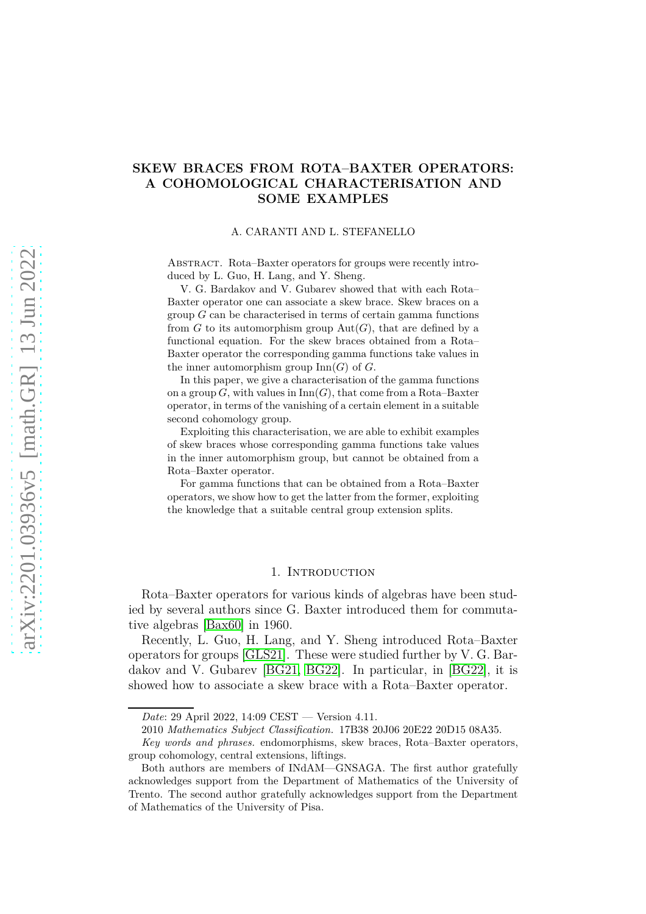# SKEW BRACES FROM ROTA–BAXTER OPERATORS: A COHOMOLOGICAL CHARACTERISATION AND SOME EXAMPLES

A. CARANTI AND L. STEFANELLO

Abstract. Rota–Baxter operators for groups were recently introduced by L. Guo, H. Lang, and Y. Sheng.

V. G. Bardakov and V. Gubarev showed that with each Rota–Baxter operator one can associate a skew brace. Skew braces on a group $G$ can be characterised in terms of certain gamma functions from $G$ to its automorphism group $\mathrm{Aut}(G)$, that are defined by a functional equation. For the skew braces obtained from a Rota–Baxter operator the corresponding gamma functions take values in the inner automorphism group $\mathrm{Inn}(G)$ of $G$.

In this paper, we give a characterisation of the gamma functions on a group $G$, with values in $\mathrm{Inn}(G)$, that come from a Rota–Baxter operator, in terms of the vanishing of a certain element in a suitable second cohomology group.

Exploiting this characterisation, we are able to exhibit examples of skew braces whose corresponding gamma functions take values in the inner automorphism group, but cannot be obtained from a Rota–Baxter operator.

For gamma functions that can be obtained from a Rota–Baxter operators, we show how to get the latter from the former, exploiting the knowledge that a suitable central group extension splits.

## 1. Introduction

Rota–Baxter operators for various kinds of algebras have been studied by several authors since G. Baxter introduced them for commutative algebras [Bax60] in 1960.

Recently, L. Guo, H. Lang, and Y. Sheng introduced Rota–Baxter operators for groups [GLS21]. These were studied further by V. G. Bardakov and V. Gubarev [BG21, BG22]. In particular, in [BG22], it is showed how to associate a skew brace with a Rota–Baxter operator.

*Date*: 29 April 2022, 14:09 CEST — Version 4.11.

2010 *Mathematics Subject Classification.* 17B38 20J06 20E22 20D15 08A35.

*Key words and phrases.* endomorphisms, skew braces, Rota–Baxter operators, group cohomology, central extensions, liftings.

Both authors are members of INdAM—GNSAGA. The first author gratefully acknowledges support from the Department of Mathematics of the University of Trento. The second author gratefully acknowledges support from the Department of Mathematics of the University of Pisa.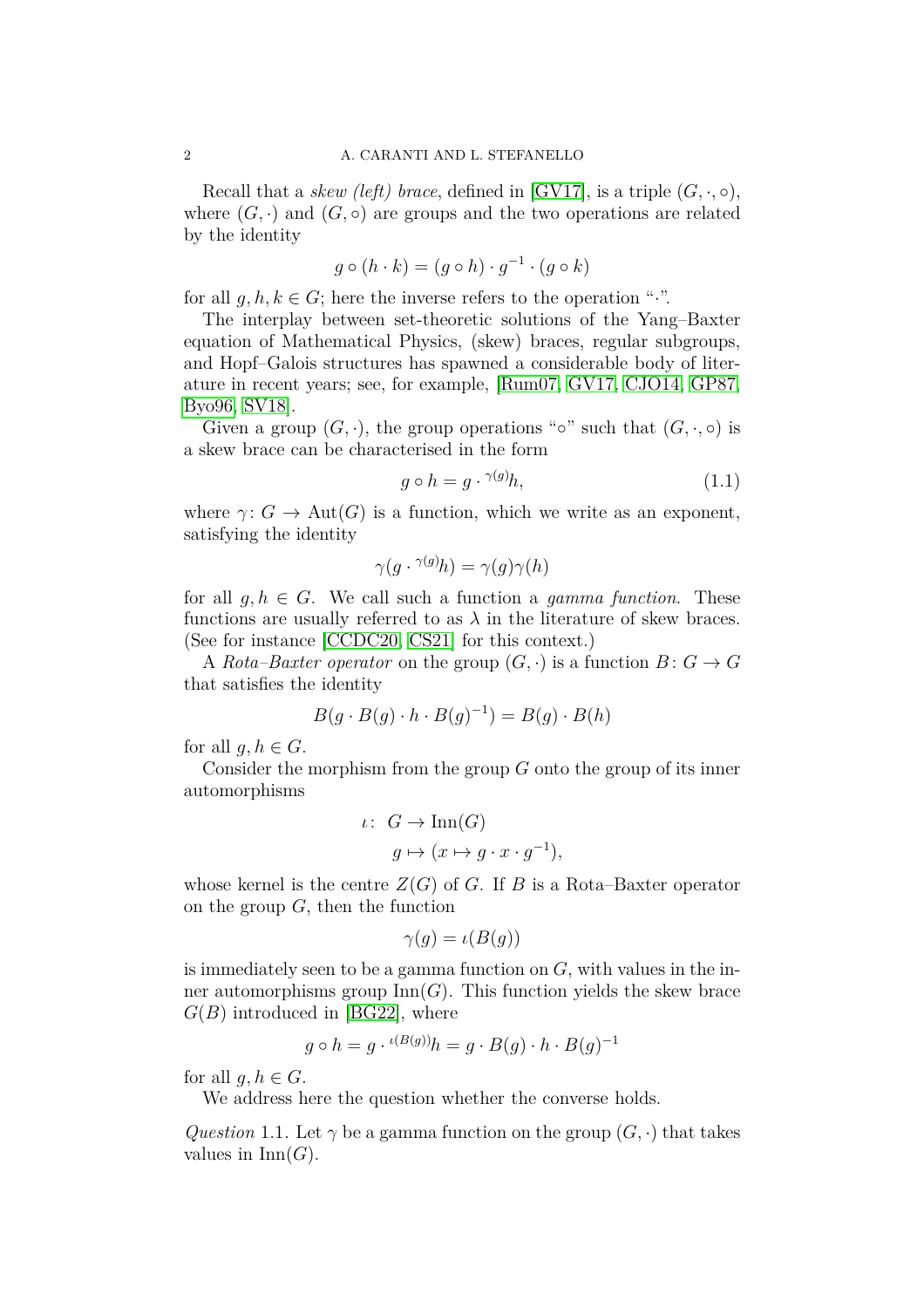Recall that a *skew (left) brace*, defined in [GV17], is a triple $(G, \cdot, \circ)$, where $(G, \cdot)$ and $(G, \circ)$ are groups and the two operations are related by the identity

$$g \circ (h \cdot k) = (g \circ h) \cdot g^{-1} \cdot (g \circ k)$$

for all $g, h, k \in G$; here the inverse refers to the operation "$\cdot$".

The interplay between set-theoretic solutions of the Yang–Baxter equation of Mathematical Physics, (skew) braces, regular subgroups, and Hopf–Galois structures has spawned a considerable body of literature in recent years; see, for example, [Rum07, GV17, CJO14, GP87, Byo96, SV18].

Given a group $(G, \cdot)$, the group operations "$\circ$" such that $(G, \cdot, \circ)$ is a skew brace can be characterised in the form

$$g \circ h = g \cdot {}^{\gamma(g)}h, \tag{1.1}$$

where $\gamma \colon G \to \operatorname{Aut}(G)$ is a function, which we write as an exponent, satisfying the identity

$$\gamma(g \cdot {}^{\gamma(g)}h) = \gamma(g)\gamma(h)$$

for all $g, h \in G$. We call such a function a *gamma function*. These functions are usually referred to as $\lambda$ in the literature of skew braces. (See for instance [CCDC20, CS21] for this context.)

A *Rota–Baxter operator* on the group $(G, \cdot)$ is a function $B \colon G \to G$ that satisfies the identity

$$B(g \cdot B(g) \cdot h \cdot B(g)^{-1}) = B(g) \cdot B(h)$$

for all $g, h \in G$.

Consider the morphism from the group $G$ onto the group of its inner automorphisms

$$\begin{aligned} \iota \colon\ & G \to \operatorname{Inn}(G) \\ & g \mapsto (x \mapsto g \cdot x \cdot g^{-1}), \end{aligned}$$

whose kernel is the centre $Z(G)$ of $G$. If $B$ is a Rota–Baxter operator on the group $G$, then the function

$$\gamma(g) = \iota(B(g))$$

is immediately seen to be a gamma function on $G$, with values in the inner automorphisms group $\operatorname{Inn}(G)$. This function yields the skew brace $G(B)$ introduced in [BG22], where

$$g \circ h = g \cdot {}^{\iota(B(g))}h = g \cdot B(g) \cdot h \cdot B(g)^{-1}$$

for all $g, h \in G$.

We address here the question whether the converse holds.

*Question* 1.1. Let $\gamma$ be a gamma function on the group $(G, \cdot)$ that takes values in $\operatorname{Inn}(G)$.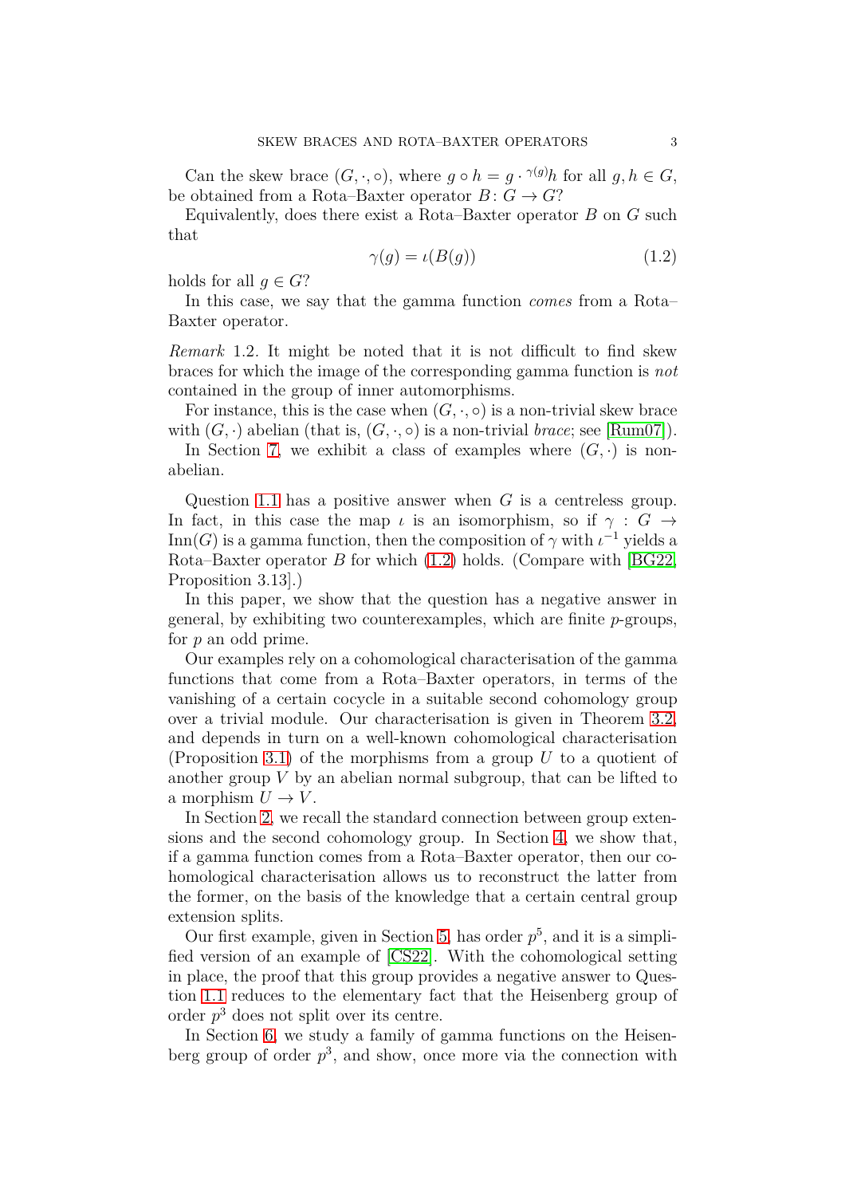Can the skew brace $(G, \cdot, \circ)$, where $g \circ h = g \cdot {}^{\gamma(g)}h$ for all $g, h \in G$, be obtained from a Rota–Baxter operator $B \colon G \to G$?

Equivalently, does there exist a Rota–Baxter operator $B$ on $G$ such that

$$\gamma(g) = \iota(B(g)) \tag{1.2}$$

holds for all $g \in G$?

In this case, we say that the gamma function *comes* from a Rota–Baxter operator.

*Remark* 1.2. It might be noted that it is not difficult to find skew braces for which the image of the corresponding gamma function is *not* contained in the group of inner automorphisms.

For instance, this is the case when $(G, \cdot, \circ)$ is a non-trivial skew brace with $(G, \cdot)$ abelian (that is, $(G, \cdot, \circ)$ is a non-trivial *brace*; see [Rum07]).

In Section 7, we exhibit a class of examples where $(G, \cdot)$ is non-abelian.

Question 1.1 has a positive answer when $G$ is a centreless group. In fact, in this case the map $\iota$ is an isomorphism, so if $\gamma : G \to \operatorname{Inn}(G)$ is a gamma function, then the composition of $\gamma$ with $\iota^{-1}$ yields a Rota–Baxter operator $B$ for which (1.2) holds. (Compare with [BG22, Proposition 3.13].)

In this paper, we show that the question has a negative answer in general, by exhibiting two counterexamples, which are finite $p$-groups, for $p$ an odd prime.

Our examples rely on a cohomological characterisation of the gamma functions that come from a Rota–Baxter operators, in terms of the vanishing of a certain cocycle in a suitable second cohomology group over a trivial module. Our characterisation is given in Theorem 3.2, and depends in turn on a well-known cohomological characterisation (Proposition 3.1) of the morphisms from a group $U$ to a quotient of another group $V$ by an abelian normal subgroup, that can be lifted to a morphism $U \to V$.

In Section 2, we recall the standard connection between group extensions and the second cohomology group. In Section 4, we show that, if a gamma function comes from a Rota–Baxter operator, then our cohomological characterisation allows us to reconstruct the latter from the former, on the basis of the knowledge that a certain central group extension splits.

Our first example, given in Section 5, has order $p^5$, and it is a simplified version of an example of [CS22]. With the cohomological setting in place, the proof that this group provides a negative answer to Question 1.1 reduces to the elementary fact that the Heisenberg group of order $p^3$ does not split over its centre.

In Section 6, we study a family of gamma functions on the Heisenberg group of order $p^3$, and show, once more via the connection with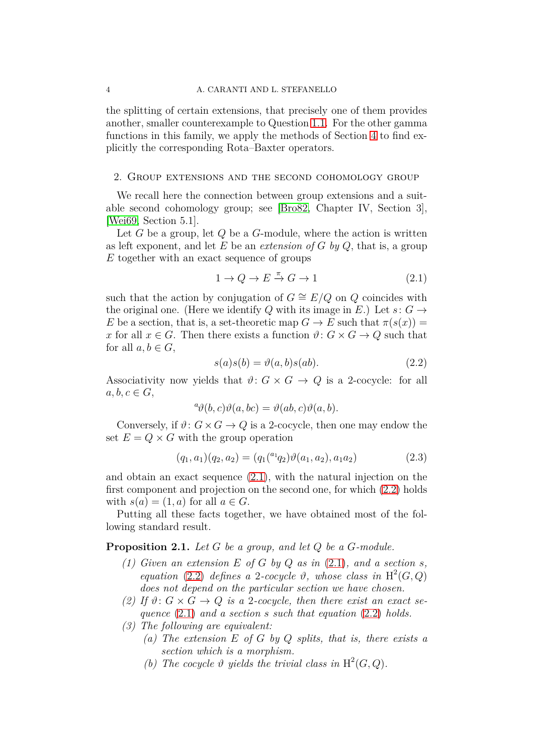the splitting of certain extensions, that precisely one of them provides another, smaller counterexample to Question 1.1. For the other gamma functions in this family, we apply the methods of Section 4 to find explicitly the corresponding Rota–Baxter operators.

## 2. Group extensions and the second cohomology group

We recall here the connection between group extensions and a suitable second cohomology group; see [Bro82, Chapter IV, Section 3], [Wei69, Section 5.1].

Let $G$ be a group, let $Q$ be a $G$-module, where the action is written as left exponent, and let $E$ be an *extension of $G$ by $Q$*, that is, a group $E$ together with an exact sequence of groups

$$1 \to Q \to E \xrightarrow{\pi} G \to 1 \tag{2.1}$$

such that the action by conjugation of $G \cong E/Q$ on $Q$ coincides with the original one. (Here we identify $Q$ with its image in $E$.) Let $s\colon G \to E$ be a section, that is, a set-theoretic map $G \to E$ such that $\pi(s(x)) = x$ for all $x \in G$. Then there exists a function $\vartheta\colon G \times G \to Q$ such that for all $a, b \in G$,

$$s(a)s(b) = \vartheta(a, b)s(ab). \tag{2.2}$$

Associativity now yields that $\vartheta\colon G \times G \to Q$ is a 2-cocycle: for all $a, b, c \in G$,

$${}^{a}\vartheta(b, c)\vartheta(a, bc) = \vartheta(ab, c)\vartheta(a, b).$$

Conversely, if $\vartheta\colon G \times G \to Q$ is a 2-cocycle, then one may endow the set $E = Q \times G$ with the group operation

$$(q_1, a_1)(q_2, a_2) = (q_1({}^{a_1}q_2)\vartheta(a_1, a_2), a_1 a_2) \tag{2.3}$$

and obtain an exact sequence (2.1), with the natural injection on the first component and projection on the second one, for which (2.2) holds with $s(a) = (1, a)$ for all $a \in G$.

Putting all these facts together, we have obtained most of the following standard result.

**Proposition 2.1.** *Let $G$ be a group, and let $Q$ be a $G$-module.*

1. *Given an extension $E$ of $G$ by $Q$ as in (2.1), and a section $s$, equation (2.2) defines a 2-cocycle $\vartheta$, whose class in $\mathrm{H}^2(G, Q)$ does not depend on the particular section we have chosen.*
2. *If $\vartheta\colon G \times G \to Q$ is a 2-cocycle, then there exist an exact sequence (2.1) and a section $s$ such that equation (2.2) holds.*
3. *The following are equivalent:*
   - (a) *The extension $E$ of $G$ by $Q$ splits, that is, there exists a section which is a morphism.*
   - (b) *The cocycle $\vartheta$ yields the trivial class in $\mathrm{H}^2(G, Q)$.*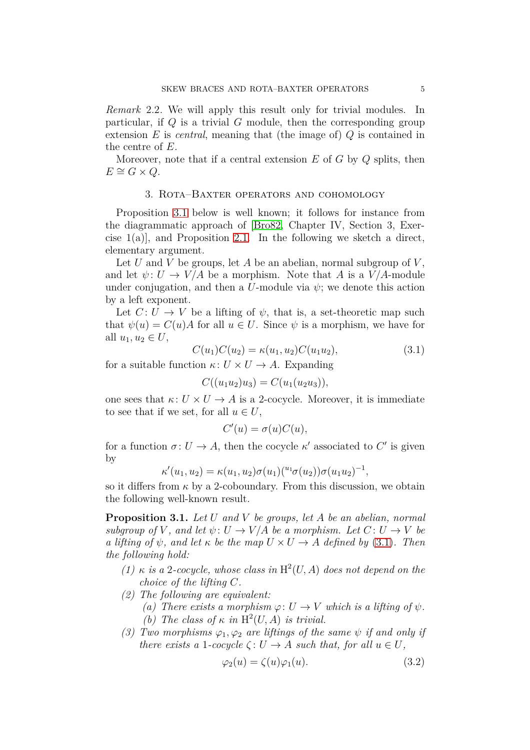*Remark* 2.2. We will apply this result only for trivial modules. In particular, if $Q$ is a trivial $G$ module, then the corresponding group extension $E$ is *central*, meaning that (the image of) $Q$ is contained in the centre of $E$.

Moreover, note that if a central extension $E$ of $G$ by $Q$ splits, then $E \cong G \times Q$.

## 3. Rota–Baxter operators and cohomology

Proposition 3.1 below is well known; it follows for instance from the diagrammatic approach of [Bro82, Chapter IV, Section 3, Exercise 1(a)], and Proposition 2.1. In the following we sketch a direct, elementary argument.

Let $U$ and $V$ be groups, let $A$ be an abelian, normal subgroup of $V$, and let $\psi \colon U \to V/A$ be a morphism. Note that $A$ is a $V/A$-module under conjugation, and then a $U$-module via $\psi$; we denote this action by a left exponent.

Let $C \colon U \to V$ be a lifting of $\psi$, that is, a set-theoretic map such that $\psi(u) = C(u)A$ for all $u \in U$. Since $\psi$ is a morphism, we have for all $u_1, u_2 \in U$,

$$C(u_1)C(u_2) = \kappa(u_1, u_2)C(u_1 u_2), \tag{3.1}$$

for a suitable function $\kappa \colon U \times U \to A$. Expanding

$$C((u_1 u_2)u_3) = C(u_1(u_2 u_3)),$$

one sees that $\kappa \colon U \times U \to A$ is a 2-cocycle. Moreover, it is immediate to see that if we set, for all $u \in U$,

$$C'(u) = \sigma(u)C(u),$$

for a function $\sigma \colon U \to A$, then the cocycle $\kappa'$ associated to $C'$ is given by

$$\kappa'(u_1, u_2) = \kappa(u_1, u_2)\sigma(u_1)({}^{u_1}\sigma(u_2))\sigma(u_1 u_2)^{-1},$$

so it differs from $\kappa$ by a 2-coboundary. From this discussion, we obtain the following well-known result.

**Proposition 3.1.** *Let $U$ and $V$ be groups, let $A$ be an abelian, normal subgroup of $V$, and let $\psi \colon U \to V/A$ be a morphism. Let $C \colon U \to V$ be a lifting of $\psi$, and let $\kappa$ be the map $U \times U \to A$ defined by (3.1). Then the following hold:*

1. *$\kappa$ is a 2-cocycle, whose class in $\mathrm{H}^2(U, A)$ does not depend on the choice of the lifting $C$.*
2. *The following are equivalent:*
   (a) *There exists a morphism $\varphi \colon U \to V$ which is a lifting of $\psi$.*
   (b) *The class of $\kappa$ in $\mathrm{H}^2(U, A)$ is trivial.*
3. *Two morphisms $\varphi_1, \varphi_2$ are liftings of the same $\psi$ if and only if there exists a 1-cocycle $\zeta \colon U \to A$ such that, for all $u \in U$,*

$$\varphi_2(u) = \zeta(u)\varphi_1(u). \tag{3.2}$$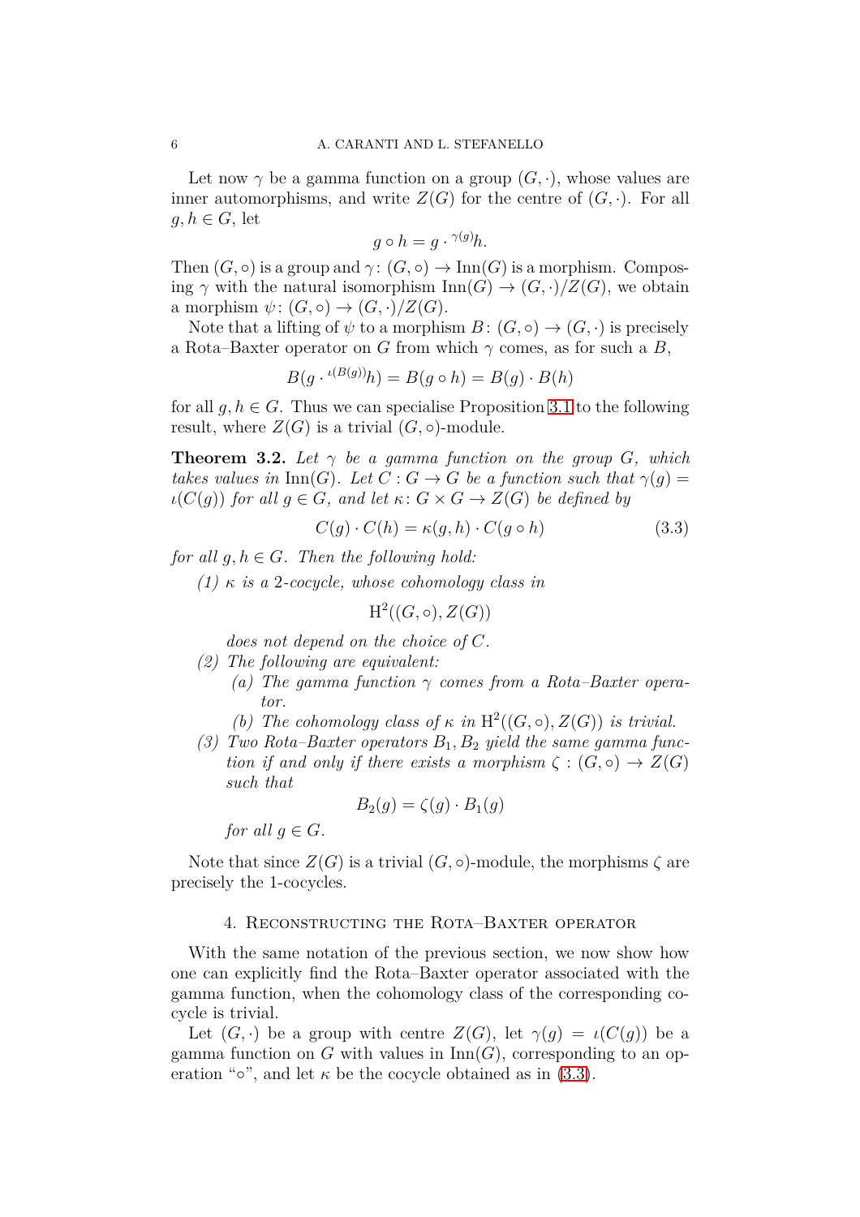Let now $\gamma$ be a gamma function on a group $(G, \cdot)$, whose values are inner automorphisms, and write $Z(G)$ for the centre of $(G, \cdot)$. For all $g, h \in G$, let

$$g \circ h = g \cdot {}^{\gamma(g)}h.$$

Then $(G, \circ)$ is a group and $\gamma\colon (G, \circ) \to \mathrm{Inn}(G)$ is a morphism. Composing $\gamma$ with the natural isomorphism $\mathrm{Inn}(G) \to (G, \cdot)/Z(G)$, we obtain a morphism $\psi\colon (G, \circ) \to (G, \cdot)/Z(G)$.

Note that a lifting of $\psi$ to a morphism $B\colon (G, \circ) \to (G, \cdot)$ is precisely a Rota–Baxter operator on $G$ from which $\gamma$ comes, as for such a $B$,

$$B(g \cdot {}^{\iota(B(g))}h) = B(g \circ h) = B(g) \cdot B(h)$$

for all $g, h \in G$. Thus we can specialise Proposition 3.1 to the following result, where $Z(G)$ is a trivial $(G, \circ)$-module.

**Theorem 3.2.** *Let $\gamma$ be a gamma function on the group $G$, which takes values in $\mathrm{Inn}(G)$. Let $C : G \to G$ be a function such that $\gamma(g) = \iota(C(g))$ for all $g \in G$, and let $\kappa\colon G \times G \to Z(G)$ be defined by*

$$C(g) \cdot C(h) = \kappa(g, h) \cdot C(g \circ h) \tag{3.3}$$

*for all $g, h \in G$. Then the following hold:*

*(1) $\kappa$ is a 2-cocycle, whose cohomology class in*

$$\mathrm{H}^2((G, \circ), Z(G))$$

*does not depend on the choice of $C$.*

*(2) The following are equivalent:*

*(a) The gamma function $\gamma$ comes from a Rota–Baxter operator.*

*(b) The cohomology class of $\kappa$ in $\mathrm{H}^2((G, \circ), Z(G))$ is trivial.*

*(3) Two Rota–Baxter operators $B_1, B_2$ yield the same gamma function if and only if there exists a morphism $\zeta : (G, \circ) \to Z(G)$ such that*

$$B_2(g) = \zeta(g) \cdot B_1(g)$$

*for all $g \in G$.*

Note that since $Z(G)$ is a trivial $(G, \circ)$-module, the morphisms $\zeta$ are precisely the 1-cocycles.

## 4. Reconstructing the Rota–Baxter operator

With the same notation of the previous section, we now show how one can explicitly find the Rota–Baxter operator associated with the gamma function, when the cohomology class of the corresponding cocycle is trivial.

Let $(G, \cdot)$ be a group with centre $Z(G)$, let $\gamma(g) = \iota(C(g))$ be a gamma function on $G$ with values in $\mathrm{Inn}(G)$, corresponding to an operation "$\circ$", and let $\kappa$ be the cocycle obtained as in (3.3).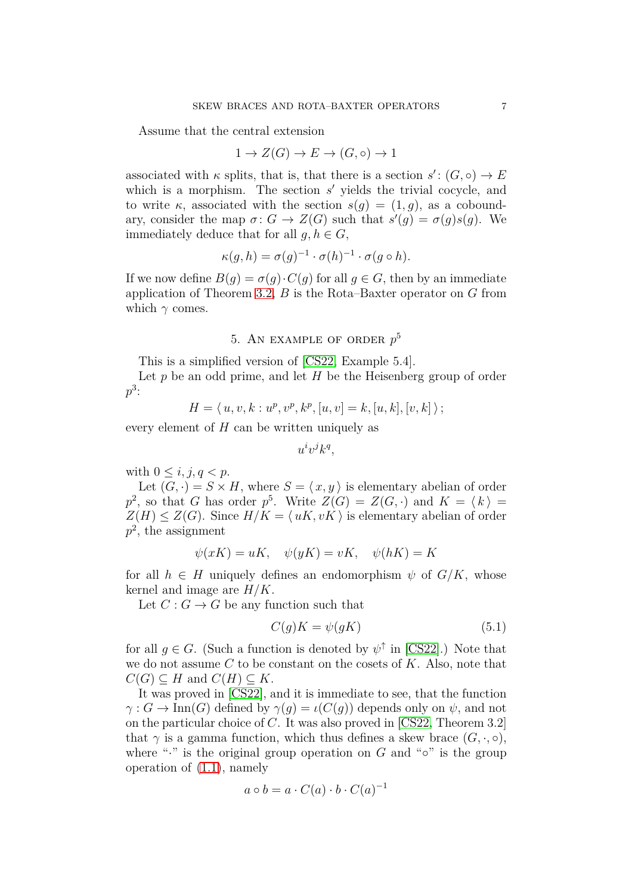Assume that the central extension

$$1 \to Z(G) \to E \to (G, \circ) \to 1$$

associated with $\kappa$ splits, that is, that there is a section $s' \colon (G, \circ) \to E$ which is a morphism. The section $s'$ yields the trivial cocycle, and to write $\kappa$, associated with the section $s(g) = (1, g)$, as a coboundary, consider the map $\sigma \colon G \to Z(G)$ such that $s'(g) = \sigma(g)s(g)$. We immediately deduce that for all $g, h \in G$,

$$\kappa(g, h) = \sigma(g)^{-1} \cdot \sigma(h)^{-1} \cdot \sigma(g \circ h).$$

If we now define $B(g) = \sigma(g) \cdot C(g)$ for all $g \in G$, then by an immediate application of Theorem 3.2, $B$ is the Rota–Baxter operator on $G$ from which $\gamma$ comes.

## 5. An example of order $p^5$

This is a simplified version of [CS22, Example 5.4].

Let $p$ be an odd prime, and let $H$ be the Heisenberg group of order $p^3$:

$$H = \langle\, u, v, k : u^p, v^p, k^p, [u, v] = k, [u, k], [v, k] \,\rangle;$$

every element of $H$ can be written uniquely as

$$u^i v^j k^q,$$

with $0 \le i, j, q < p$.

Let $(G, \cdot) = S \times H$, where $S = \langle\, x, y \,\rangle$ is elementary abelian of order $p^2$, so that $G$ has order $p^5$. Write $Z(G) = Z(G, \cdot)$ and $K = \langle\, k \,\rangle = Z(H) \le Z(G)$. Since $H/K = \langle\, uK, vK \,\rangle$ is elementary abelian of order $p^2$, the assignment

$$\psi(xK) = uK, \quad \psi(yK) = vK, \quad \psi(hK) = K$$

for all $h \in H$ uniquely defines an endomorphism $\psi$ of $G/K$, whose kernel and image are $H/K$.

Let $C : G \to G$ be any function such that

$$C(g)K = \psi(gK) \tag{5.1}$$

for all $g \in G$. (Such a function is denoted by $\psi^{\uparrow}$ in [CS22].) Note that we do not assume $C$ to be constant on the cosets of $K$. Also, note that $C(G) \subseteq H$ and $C(H) \subseteq K$.

It was proved in [CS22], and it is immediate to see, that the function $\gamma : G \to \mathrm{Inn}(G)$ defined by $\gamma(g) = \iota(C(g))$ depends only on $\psi$, and not on the particular choice of $C$. It was also proved in [CS22, Theorem 3.2] that $\gamma$ is a gamma function, which thus defines a skew brace $(G, \cdot, \circ)$, where "$\cdot$" is the original group operation on $G$ and "$\circ$" is the group operation of (1.1), namely

$$a \circ b = a \cdot C(a) \cdot b \cdot C(a)^{-1}$$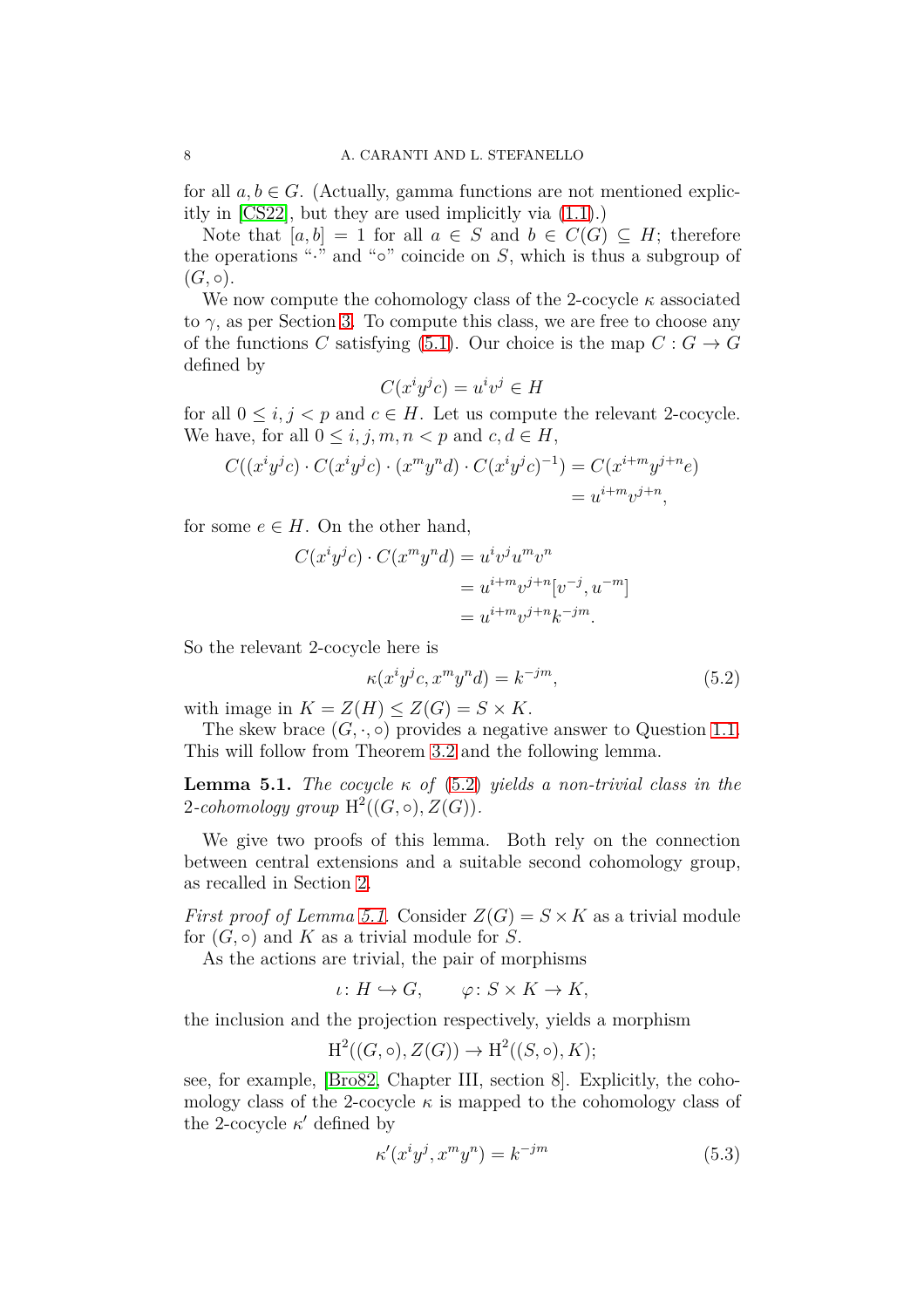for all $a, b \in G$. (Actually, gamma functions are not mentioned explicitly in [CS22], but they are used implicitly via (1.1).)

Note that $[a, b] = 1$ for all $a \in S$ and $b \in C(G) \subseteq H$; therefore the operations "$\cdot$" and "$\circ$" coincide on $S$, which is thus a subgroup of $(G, \circ)$.

We now compute the cohomology class of the 2-cocycle $\kappa$ associated to $\gamma$, as per Section 3. To compute this class, we are free to choose any of the functions $C$ satisfying (5.1). Our choice is the map $C : G \to G$ defined by

$$C(x^i y^j c) = u^i v^j \in H$$

for all $0 \leq i, j < p$ and $c \in H$. Let us compute the relevant 2-cocycle. We have, for all $0 \leq i, j, m, n < p$ and $c, d \in H$,

$$\begin{aligned} C((x^i y^j c) \cdot C(x^i y^j c) \cdot (x^m y^n d) \cdot C(x^i y^j c)^{-1}) &= C(x^{i+m} y^{j+n} e) \\ &= u^{i+m} v^{j+n}, \end{aligned}$$

for some $e \in H$. On the other hand,

$$\begin{aligned} C(x^i y^j c) \cdot C(x^m y^n d) &= u^i v^j u^m v^n \\ &= u^{i+m} v^{j+n} [v^{-j}, u^{-m}] \\ &= u^{i+m} v^{j+n} k^{-jm}. \end{aligned}$$

So the relevant 2-cocycle here is

$$\kappa(x^i y^j c, x^m y^n d) = k^{-jm}, \tag{5.2}$$

with image in $K = Z(H) \leq Z(G) = S \times K$.

The skew brace $(G, \cdot, \circ)$ provides a negative answer to Question 1.1. This will follow from Theorem 3.2 and the following lemma.

**Lemma 5.1.** *The cocycle $\kappa$ of (5.2) yields a non-trivial class in the 2-cohomology group $\mathrm{H}^2((G, \circ), Z(G))$.*

We give two proofs of this lemma. Both rely on the connection between central extensions and a suitable second cohomology group, as recalled in Section 2.

*First proof of Lemma 5.1.* Consider $Z(G) = S \times K$ as a trivial module for $(G, \circ)$ and $K$ as a trivial module for $S$.

As the actions are trivial, the pair of morphisms

$$\iota \colon H \hookrightarrow G, \qquad \varphi \colon S \times K \to K,$$

the inclusion and the projection respectively, yields a morphism

$$\mathrm{H}^2((G, \circ), Z(G)) \to \mathrm{H}^2((S, \circ), K);$$

see, for example, [Bro82, Chapter III, section 8]. Explicitly, the cohomology class of the 2-cocycle $\kappa$ is mapped to the cohomology class of the 2-cocycle $\kappa'$ defined by

$$\kappa'(x^i y^j, x^m y^n) = k^{-jm} \tag{5.3}$$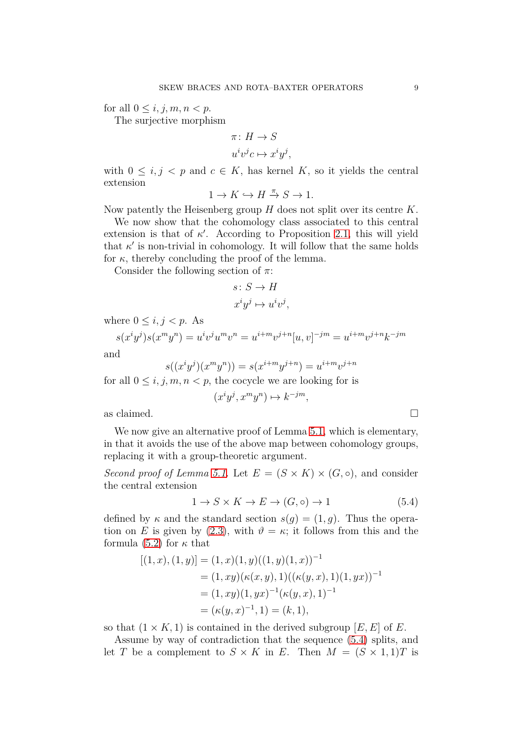for all $0 \leq i, j, m, n < p$.

The surjective morphism

$$\pi \colon H \to S$$
$$u^i v^j c \mapsto x^i y^j,$$

with $0 \leq i, j < p$ and $c \in K$, has kernel $K$, so it yields the central extension

$$1 \to K \hookrightarrow H \xrightarrow{\pi} S \to 1.$$

Now patently the Heisenberg group $H$ does not split over its centre $K$.

We now show that the cohomology class associated to this central extension is that of $\kappa'$. According to Proposition 2.1, this will yield that $\kappa'$ is non-trivial in cohomology. It will follow that the same holds for $\kappa$, thereby concluding the proof of the lemma.

Consider the following section of $\pi$:

$$s \colon S \to H$$
$$x^i y^j \mapsto u^i v^j,$$

where $0 \leq i, j < p$. As

$$s(x^i y^j) s(x^m y^n) = u^i v^j u^m v^n = u^{i+m} v^{j+n} [u, v]^{-jm} = u^{i+m} v^{j+n} k^{-jm}$$

and

$$s((x^i y^j)(x^m y^n)) = s(x^{i+m} y^{j+n}) = u^{i+m} v^{j+n}$$

for all $0 \leq i, j, m, n < p$, the cocycle we are looking for is

$$(x^i y^j, x^m y^n) \mapsto k^{-jm},$$

as claimed. □

We now give an alternative proof of Lemma 5.1, which is elementary, in that it avoids the use of the above map between cohomology groups, replacing it with a group-theoretic argument.

*Second proof of Lemma 5.1.* Let $E = (S \times K) \times (G, \circ)$, and consider the central extension

$$1 \to S \times K \to E \to (G, \circ) \to 1 \tag{5.4}$$

defined by $\kappa$ and the standard section $s(g) = (1, g)$. Thus the operation on $E$ is given by (2.3), with $\vartheta = \kappa$; it follows from this and the formula (5.2) for $\kappa$ that

$$\begin{aligned}
[(1, x), (1, y)] &= (1, x)(1, y)((1, y)(1, x))^{-1} \\
&= (1, xy)(\kappa(x, y), 1)((\kappa(y, x), 1)(1, yx))^{-1} \\
&= (1, xy)(1, yx)^{-1}(\kappa(y, x), 1)^{-1} \\
&= (\kappa(y, x)^{-1}, 1) = (k, 1),
\end{aligned}$$

so that $(1 \times K, 1)$ is contained in the derived subgroup $[E, E]$ of $E$.

Assume by way of contradiction that the sequence (5.4) splits, and let $T$ be a complement to $S \times K$ in $E$. Then $M = (S \times 1, 1)T$ is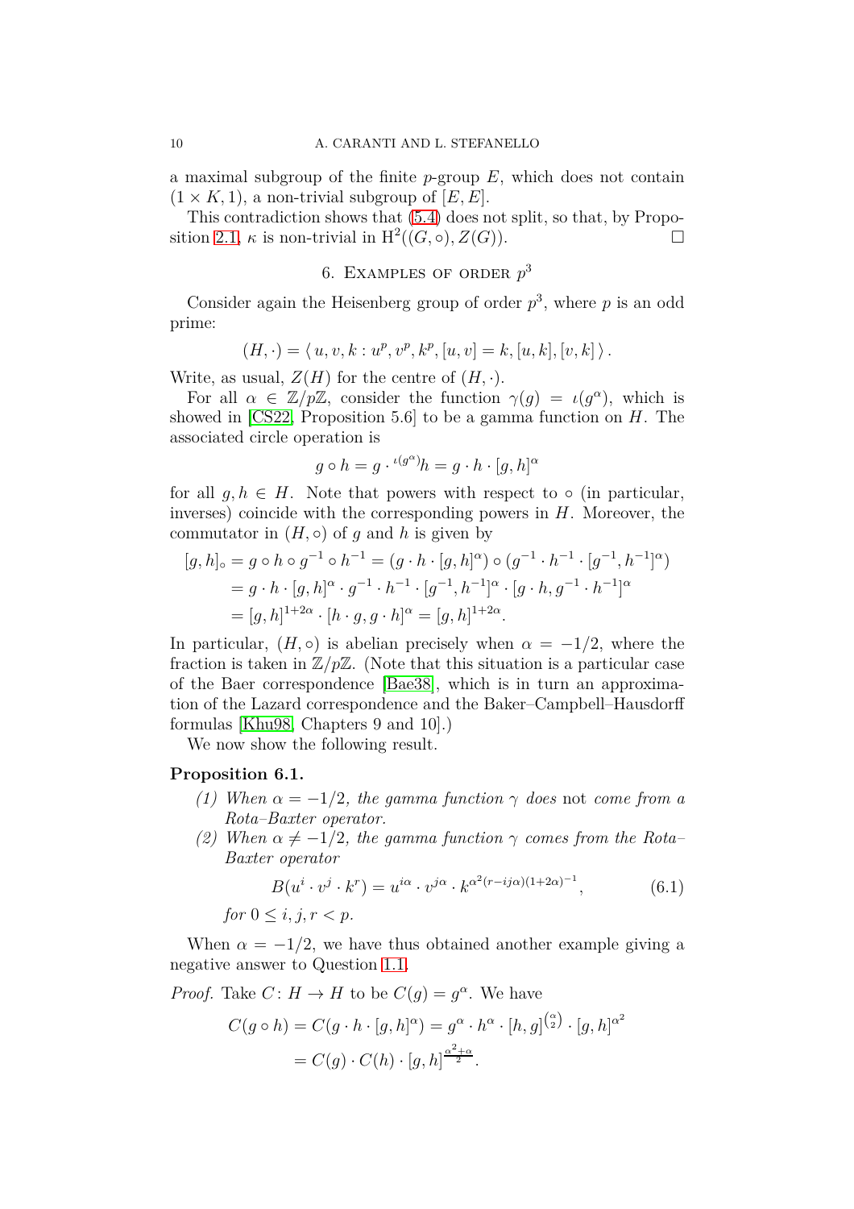a maximal subgroup of the finite $p$-group $E$, which does not contain $(1 \times K, 1)$, a non-trivial subgroup of $[E, E]$.

This contradiction shows that (5.4) does not split, so that, by Proposition 2.1, $\kappa$ is non-trivial in $\mathrm{H}^2((G, \circ), Z(G))$. $\square$

## 6. Examples of order $p^3$

Consider again the Heisenberg group of order $p^3$, where $p$ is an odd prime:

$$(H, \cdot) = \langle\, u, v, k : u^p, v^p, k^p, [u, v] = k, [u, k], [v, k] \,\rangle .$$

Write, as usual, $Z(H)$ for the centre of $(H, \cdot)$.

For all $\alpha \in \mathbb{Z}/p\mathbb{Z}$, consider the function $\gamma(g) = \iota(g^\alpha)$, which is showed in [CS22, Proposition 5.6] to be a gamma function on $H$. The associated circle operation is

$$g \circ h = g \cdot {}^{\iota(g^\alpha)}h = g \cdot h \cdot [g, h]^\alpha$$

for all $g, h \in H$. Note that powers with respect to $\circ$ (in particular, inverses) coincide with the corresponding powers in $H$. Moreover, the commutator in $(H, \circ)$ of $g$ and $h$ is given by

$$\begin{aligned}
[g, h]_\circ = g \circ h \circ g^{-1} \circ h^{-1} &= (g \cdot h \cdot [g, h]^\alpha) \circ (g^{-1} \cdot h^{-1} \cdot [g^{-1}, h^{-1}]^\alpha) \\
&= g \cdot h \cdot [g, h]^\alpha \cdot g^{-1} \cdot h^{-1} \cdot [g^{-1}, h^{-1}]^\alpha \cdot [g \cdot h, g^{-1} \cdot h^{-1}]^\alpha \\
&= [g, h]^{1+2\alpha} \cdot [h \cdot g, g \cdot h]^\alpha = [g, h]^{1+2\alpha}.
\end{aligned}$$

In particular, $(H, \circ)$ is abelian precisely when $\alpha = -1/2$, where the fraction is taken in $\mathbb{Z}/p\mathbb{Z}$. (Note that this situation is a particular case of the Baer correspondence [Bae38], which is in turn an approximation of the Lazard correspondence and the Baker–Campbell–Hausdorff formulas [Khu98, Chapters 9 and 10].)

We now show the following result.

**Proposition 6.1.**

1. *When $\alpha = -1/2$, the gamma function $\gamma$ does* not *come from a Rota–Baxter operator.*
2. *When $\alpha \neq -1/2$, the gamma function $\gamma$ comes from the Rota–Baxter operator*
$$B(u^i \cdot v^j \cdot k^r) = u^{i\alpha} \cdot v^{j\alpha} \cdot k^{\alpha^2(r - ij\alpha)(1+2\alpha)^{-1}}, \tag{6.1}$$
*for $0 \leq i, j, r < p$.*

When $\alpha = -1/2$, we have thus obtained another example giving a negative answer to Question 1.1.

*Proof.* Take $C \colon H \to H$ to be $C(g) = g^\alpha$. We have

$$\begin{aligned}
C(g \circ h) = C(g \cdot h \cdot [g, h]^\alpha) &= g^\alpha \cdot h^\alpha \cdot [h, g]^{\binom{\alpha}{2}} \cdot [g, h]^{\alpha^2} \\
&= C(g) \cdot C(h) \cdot [g, h]^{\frac{\alpha^2 + \alpha}{2}}.
\end{aligned}$$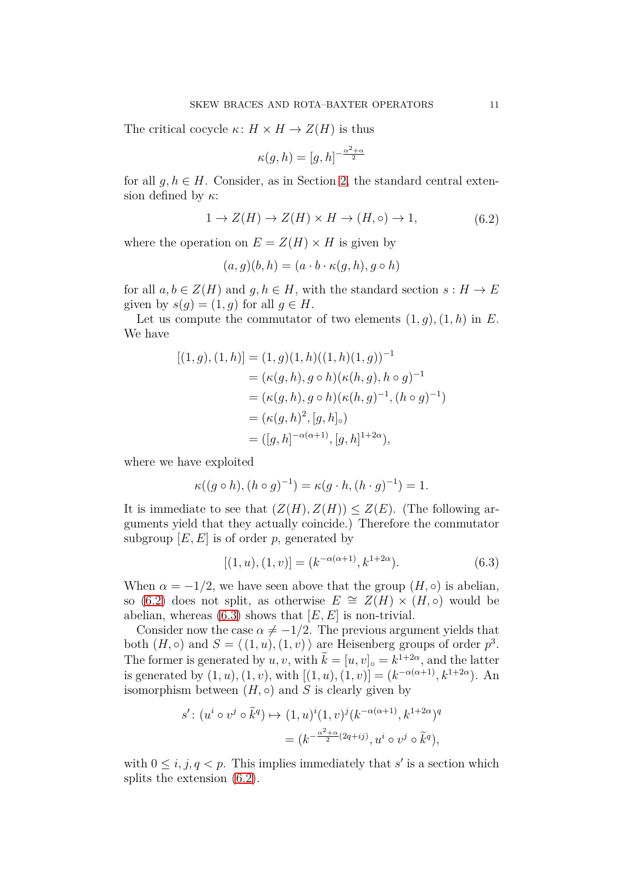The critical cocycle $\kappa\colon H \times H \to Z(H)$ is thus

$$\kappa(g, h) = [g, h]^{-\frac{\alpha^2+\alpha}{2}}$$

for all $g, h \in H$. Consider, as in Section 2, the standard central extension defined by $\kappa$:

$$1 \to Z(H) \to Z(H) \times H \to (H, \circ) \to 1, \tag{6.2}$$

where the operation on $E = Z(H) \times H$ is given by

$$(a, g)(b, h) = (a \cdot b \cdot \kappa(g, h), g \circ h)$$

for all $a, b \in Z(H)$ and $g, h \in H$, with the standard section $s : H \to E$ given by $s(g) = (1, g)$ for all $g \in H$.

Let us compute the commutator of two elements $(1, g), (1, h)$ in $E$. We have

$$\begin{aligned}
[(1, g), (1, h)] &= (1, g)(1, h)((1, h)(1, g))^{-1} \\
&= (\kappa(g, h), g \circ h)(\kappa(h, g), h \circ g)^{-1} \\
&= (\kappa(g, h), g \circ h)(\kappa(h, g)^{-1}, (h \circ g)^{-1}) \\
&= (\kappa(g, h)^2, [g, h]_\circ) \\
&= ([g, h]^{-\alpha(\alpha+1)}, [g, h]^{1+2\alpha}),
\end{aligned}$$

where we have exploited

$$\kappa((g \circ h), (h \circ g)^{-1}) = \kappa(g \cdot h, (h \cdot g)^{-1}) = 1.$$

It is immediate to see that $(Z(H), Z(H)) \leq Z(E)$. (The following arguments yield that they actually coincide.) Therefore the commutator subgroup $[E, E]$ is of order $p$, generated by

$$[(1, u), (1, v)] = (k^{-\alpha(\alpha+1)}, k^{1+2\alpha}). \tag{6.3}$$

When $\alpha = -1/2$, we have seen above that the group $(H, \circ)$ is abelian, so (6.2) does not split, as otherwise $E \cong Z(H) \times (H, \circ)$ would be abelian, whereas (6.3) shows that $[E, E]$ is non-trivial.

Consider now the case $\alpha \neq -1/2$. The previous argument yields that both $(H, \circ)$ and $S = \langle\, (1, u), (1, v) \,\rangle$ are Heisenberg groups of order $p^3$. The former is generated by $u, v$, with $\widetilde{k} = [u, v]_\circ = k^{1+2\alpha}$, and the latter is generated by $(1, u), (1, v)$, with $[(1, u), (1, v)] = (k^{-\alpha(\alpha+1)}, k^{1+2\alpha})$. An isomorphism between $(H, \circ)$ and $S$ is clearly given by

$$\begin{aligned}
s'\colon (u^i \circ v^j \circ \widetilde{k}^q) \mapsto\ & (1, u)^i (1, v)^j (k^{-\alpha(\alpha+1)}, k^{1+2\alpha})^q \\
&= (k^{-\frac{\alpha^2+\alpha}{2}(2q+ij)}, u^i \circ v^j \circ \widetilde{k}^q),
\end{aligned}$$

with $0 \leq i, j, q < p$. This implies immediately that $s'$ is a section which splits the extension (6.2).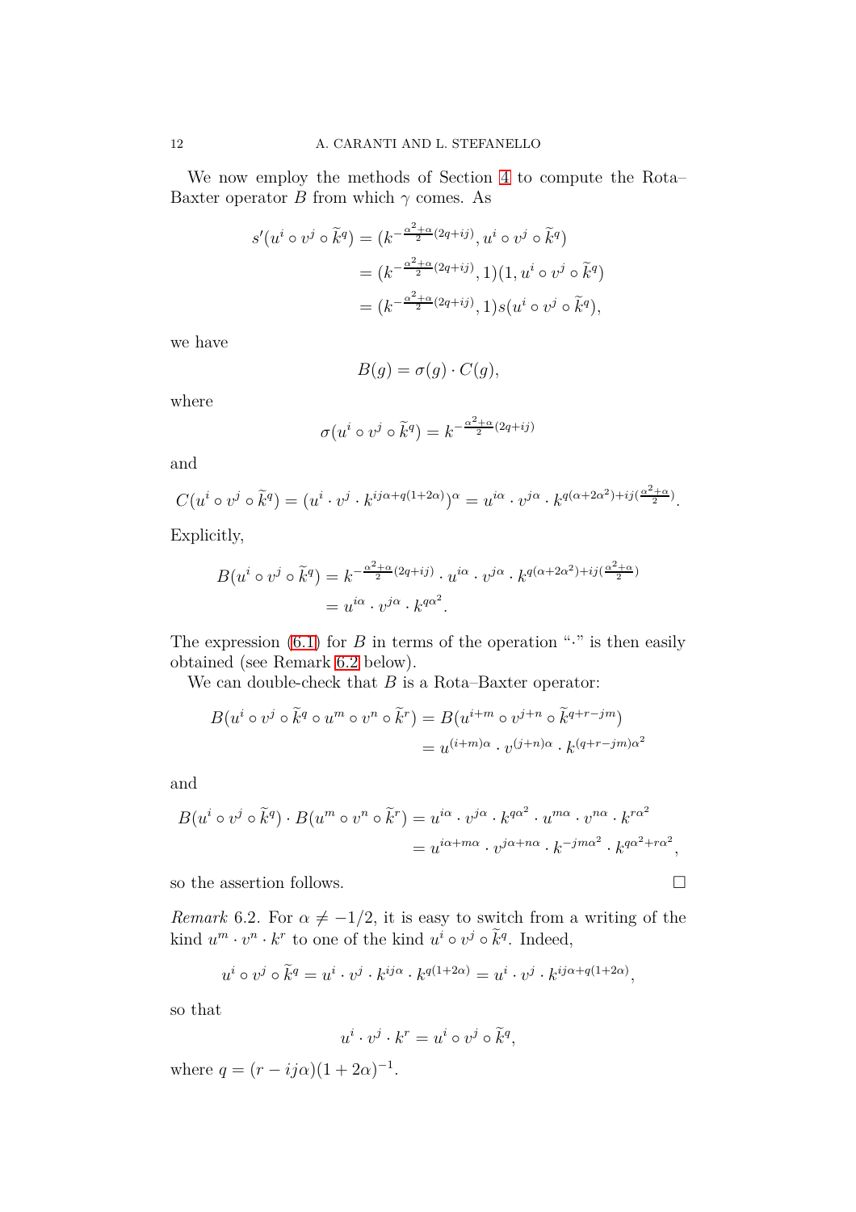We now employ the methods of Section 4 to compute the Rota–Baxter operator $B$ from which $\gamma$ comes. As

$$
\begin{aligned}
s'(u^i \circ v^j \circ \widetilde{k}^q) &= (k^{-\frac{\alpha^2+\alpha}{2}(2q+ij)}, u^i \circ v^j \circ \widetilde{k}^q) \\
&= (k^{-\frac{\alpha^2+\alpha}{2}(2q+ij)}, 1)(1, u^i \circ v^j \circ \widetilde{k}^q) \\
&= (k^{-\frac{\alpha^2+\alpha}{2}(2q+ij)}, 1)s(u^i \circ v^j \circ \widetilde{k}^q),
\end{aligned}
$$

we have

$$
B(g) = \sigma(g) \cdot C(g),
$$

where

$$
\sigma(u^i \circ v^j \circ \widetilde{k}^q) = k^{-\frac{\alpha^2+\alpha}{2}(2q+ij)}
$$

and

$$
C(u^i \circ v^j \circ \widetilde{k}^q) = (u^i \cdot v^j \cdot k^{ij\alpha + q(1+2\alpha)})^\alpha = u^{i\alpha} \cdot v^{j\alpha} \cdot k^{q(\alpha+2\alpha^2)+ij(\frac{\alpha^2+\alpha}{2})}.
$$

Explicitly,

$$
\begin{aligned}
B(u^i \circ v^j \circ \widetilde{k}^q) &= k^{-\frac{\alpha^2+\alpha}{2}(2q+ij)} \cdot u^{i\alpha} \cdot v^{j\alpha} \cdot k^{q(\alpha+2\alpha^2)+ij(\frac{\alpha^2+\alpha}{2})} \\
&= u^{i\alpha} \cdot v^{j\alpha} \cdot k^{q\alpha^2}.
\end{aligned}
$$

The expression (6.1) for $B$ in terms of the operation "$\cdot$" is then easily obtained (see Remark 6.2 below).

We can double-check that $B$ is a Rota–Baxter operator:

$$
\begin{aligned}
B(u^i \circ v^j \circ \widetilde{k}^q \circ u^m \circ v^n \circ \widetilde{k}^r) &= B(u^{i+m} \circ v^{j+n} \circ \widetilde{k}^{q+r-jm}) \\
&= u^{(i+m)\alpha} \cdot v^{(j+n)\alpha} \cdot k^{(q+r-jm)\alpha^2}
\end{aligned}
$$

and

$$
\begin{aligned}
B(u^i \circ v^j \circ \widetilde{k}^q) \cdot B(u^m \circ v^n \circ \widetilde{k}^r) &= u^{i\alpha} \cdot v^{j\alpha} \cdot k^{q\alpha^2} \cdot u^{m\alpha} \cdot v^{n\alpha} \cdot k^{r\alpha^2} \\
&= u^{i\alpha+m\alpha} \cdot v^{j\alpha+n\alpha} \cdot k^{-jm\alpha^2} \cdot k^{q\alpha^2+r\alpha^2},
\end{aligned}
$$

so the assertion follows. $\square$

*Remark* 6.2. For $\alpha \neq -1/2$, it is easy to switch from a writing of the kind $u^m \cdot v^n \cdot k^r$ to one of the kind $u^i \circ v^j \circ \widetilde{k}^q$. Indeed,

$$
u^i \circ v^j \circ \widetilde{k}^q = u^i \cdot v^j \cdot k^{ij\alpha} \cdot k^{q(1+2\alpha)} = u^i \cdot v^j \cdot k^{ij\alpha+q(1+2\alpha)},
$$

so that

$$
u^i \cdot v^j \cdot k^r = u^i \circ v^j \circ \widetilde{k}^q,
$$

where $q = (r - ij\alpha)(1 + 2\alpha)^{-1}$.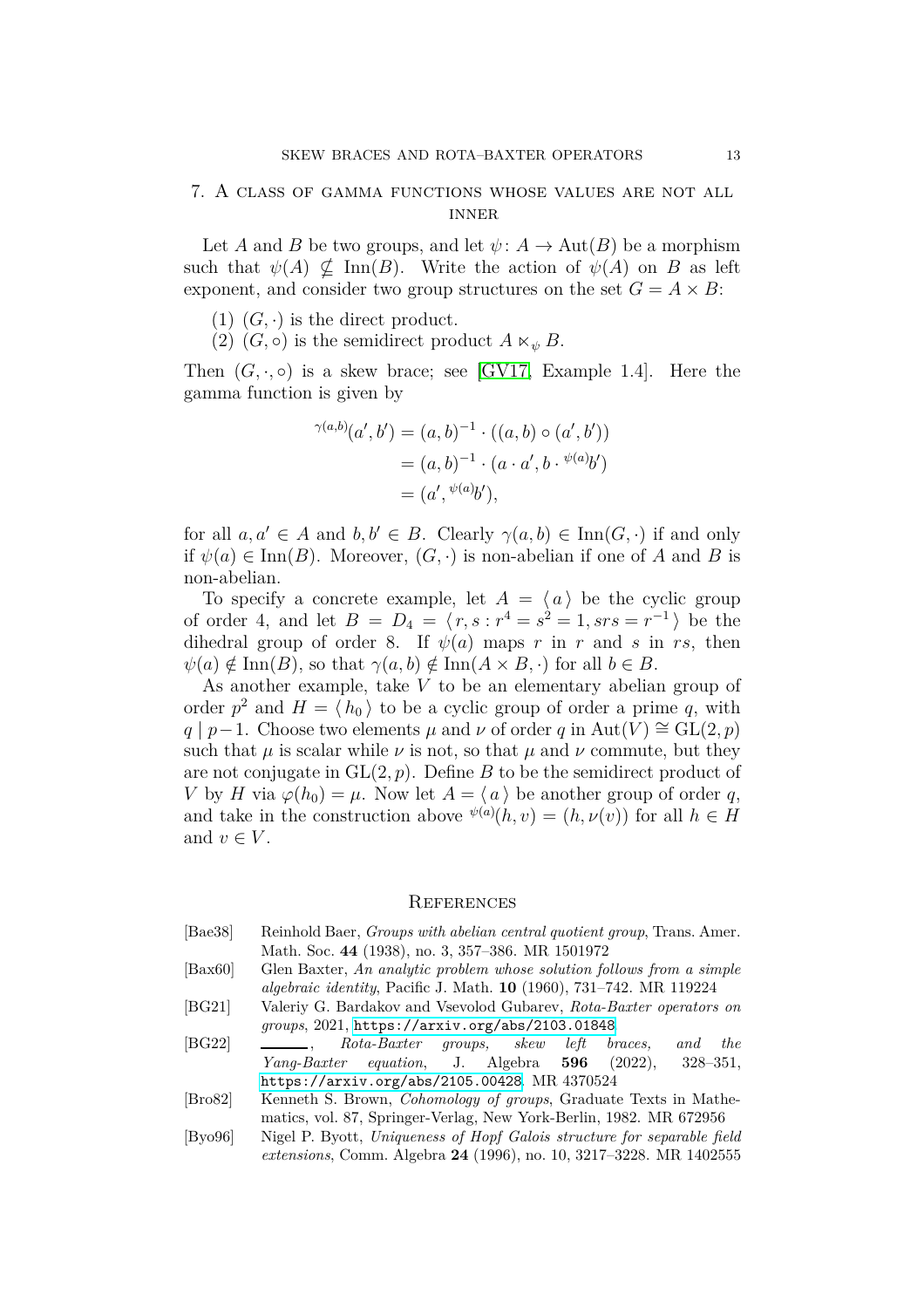## 7. A class of gamma functions whose values are not all inner

Let $A$ and $B$ be two groups, and let $\psi \colon A \to \operatorname{Aut}(B)$ be a morphism such that $\psi(A) \not\subseteq \operatorname{Inn}(B)$. Write the action of $\psi(A)$ on $B$ as left exponent, and consider two group structures on the set $G = A \times B$:

(1) $(G, \cdot)$ is the direct product.
(2) $(G, \circ)$ is the semidirect product $A \ltimes_{\psi} B$.

Then $(G, \cdot, \circ)$ is a skew brace; see [GV17, Example 1.4]. Here the gamma function is given by

$$
\begin{aligned}
{}^{\gamma(a,b)}(a', b') &= (a, b)^{-1} \cdot ((a, b) \circ (a', b')) \\
&= (a, b)^{-1} \cdot (a \cdot a', b \cdot {}^{\psi(a)}b') \\
&= (a', {}^{\psi(a)}b'),
\end{aligned}
$$

for all $a, a' \in A$ and $b, b' \in B$. Clearly $\gamma(a, b) \in \operatorname{Inn}(G, \cdot)$ if and only if $\psi(a) \in \operatorname{Inn}(B)$. Moreover, $(G, \cdot)$ is non-abelian if one of $A$ and $B$ is non-abelian.

To specify a concrete example, let $A = \langle\, a \,\rangle$ be the cyclic group of order 4, and let $B = D_4 = \langle\, r, s : r^4 = s^2 = 1, srs = r^{-1} \,\rangle$ be the dihedral group of order 8. If $\psi(a)$ maps $r$ in $r$ and $s$ in $rs$, then $\psi(a) \notin \operatorname{Inn}(B)$, so that $\gamma(a, b) \notin \operatorname{Inn}(A \times B, \cdot)$ for all $b \in B$.

As another example, take $V$ to be an elementary abelian group of order $p^2$ and $H = \langle\, h_0 \,\rangle$ to be a cyclic group of order a prime $q$, with $q \mid p-1$. Choose two elements $\mu$ and $\nu$ of order $q$ in $\operatorname{Aut}(V) \cong \operatorname{GL}(2, p)$ such that $\mu$ is scalar while $\nu$ is not, so that $\mu$ and $\nu$ commute, but they are not conjugate in $\operatorname{GL}(2, p)$. Define $B$ to be the semidirect product of $V$ by $H$ via $\varphi(h_0) = \mu$. Now let $A = \langle\, a \,\rangle$ be another group of order $q$, and take in the construction above ${}^{\psi(a)}(h, v) = (h, \nu(v))$ for all $h \in H$ and $v \in V$.

## References

[Bae38] Reinhold Baer, *Groups with abelian central quotient group*, Trans. Amer. Math. Soc. **44** (1938), no. 3, 357–386. MR 1501972

[Bax60] Glen Baxter, *An analytic problem whose solution follows from a simple algebraic identity*, Pacific J. Math. **10** (1960), 731–742. MR 119224

[BG21] Valeriy G. Bardakov and Vsevolod Gubarev, *Rota-Baxter operators on groups*, 2021, https://arxiv.org/abs/2103.01848.

[BG22] ———, *Rota-Baxter groups, skew left braces, and the Yang-Baxter equation*, J. Algebra **596** (2022), 328–351, https://arxiv.org/abs/2105.00428. MR 4370524

[Bro82] Kenneth S. Brown, *Cohomology of groups*, Graduate Texts in Mathematics, vol. 87, Springer-Verlag, New York-Berlin, 1982. MR 672956

[Byo96] Nigel P. Byott, *Uniqueness of Hopf Galois structure for separable field extensions*, Comm. Algebra **24** (1996), no. 10, 3217–3228. MR 1402555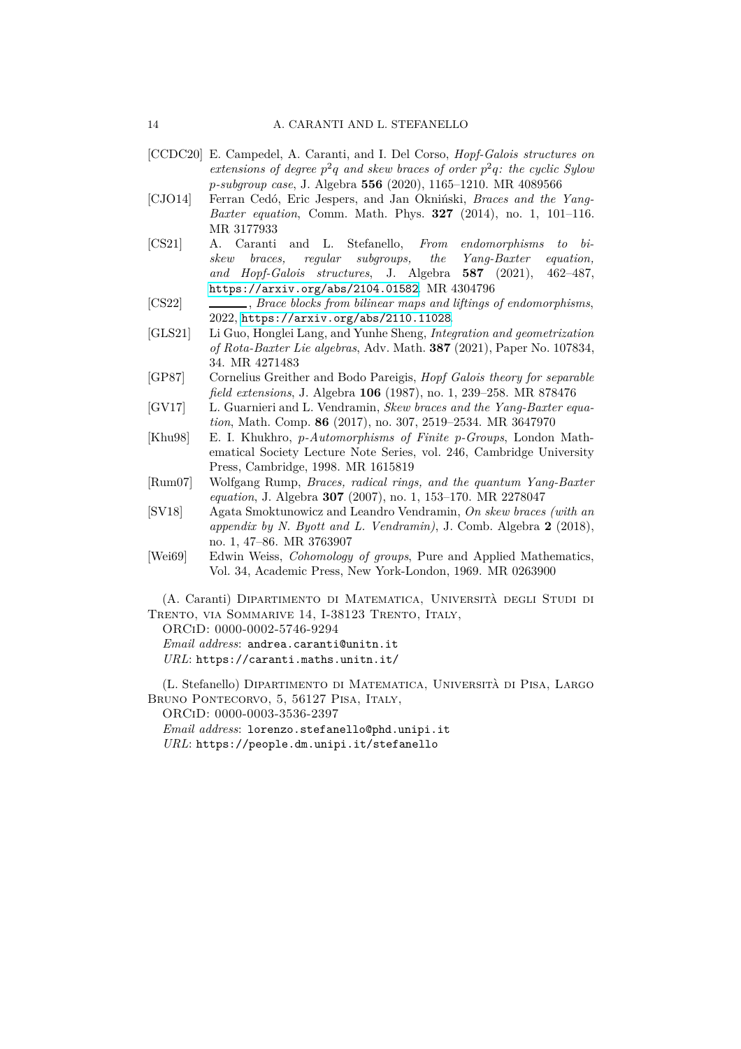- [CCDC20] E. Campedel, A. Caranti, and I. Del Corso, *Hopf-Galois structures on extensions of degree $p^2q$ and skew braces of order $p^2q$: the cyclic Sylow $p$-subgroup case*, J. Algebra **556** (2020), 1165–1210. MR 4089566
- [CJO14] Ferran Cedó, Eric Jespers, and Jan Okniński, *Braces and the Yang-Baxter equation*, Comm. Math. Phys. **327** (2014), no. 1, 101–116. MR 3177933
- [CS21] A. Caranti and L. Stefanello, *From endomorphisms to bi-skew braces, regular subgroups, the Yang-Baxter equation, and Hopf-Galois structures*, J. Algebra **587** (2021), 462–487, https://arxiv.org/abs/2104.01582. MR 4304796
- [CS22] ———, *Brace blocks from bilinear maps and liftings of endomorphisms*, 2022, https://arxiv.org/abs/2110.11028.
- [GLS21] Li Guo, Honglei Lang, and Yunhe Sheng, *Integration and geometrization of Rota-Baxter Lie algebras*, Adv. Math. **387** (2021), Paper No. 107834, 34. MR 4271483
- [GP87] Cornelius Greither and Bodo Pareigis, *Hopf Galois theory for separable field extensions*, J. Algebra **106** (1987), no. 1, 239–258. MR 878476
- [GV17] L. Guarnieri and L. Vendramin, *Skew braces and the Yang-Baxter equation*, Math. Comp. **86** (2017), no. 307, 2519–2534. MR 3647970
- [Khu98] E. I. Khukhro, *p-Automorphisms of Finite p-Groups*, London Mathematical Society Lecture Note Series, vol. 246, Cambridge University Press, Cambridge, 1998. MR 1615819
- [Rum07] Wolfgang Rump, *Braces, radical rings, and the quantum Yang-Baxter equation*, J. Algebra **307** (2007), no. 1, 153–170. MR 2278047
- [SV18] Agata Smoktunowicz and Leandro Vendramin, *On skew braces (with an appendix by N. Byott and L. Vendramin)*, J. Comb. Algebra **2** (2018), no. 1, 47–86. MR 3763907
- [Wei69] Edwin Weiss, *Cohomology of groups*, Pure and Applied Mathematics, Vol. 34, Academic Press, New York-London, 1969. MR 0263900

(A. Caranti) Dipartimento di Matematica, Università degli Studi di Trento, via Sommarive 14, I-38123 Trento, Italy,
ORCiD: 0000-0002-5746-9294
*Email address*: andrea.caranti@unitn.it
*URL*: https://caranti.maths.unitn.it/

(L. Stefanello) Dipartimento di Matematica, Università di Pisa, Largo Bruno Pontecorvo, 5, 56127 Pisa, Italy,
ORCiD: 0000-0003-3536-2397
*Email address*: lorenzo.stefanello@phd.unipi.it
*URL*: https://people.dm.unipi.it/stefanello